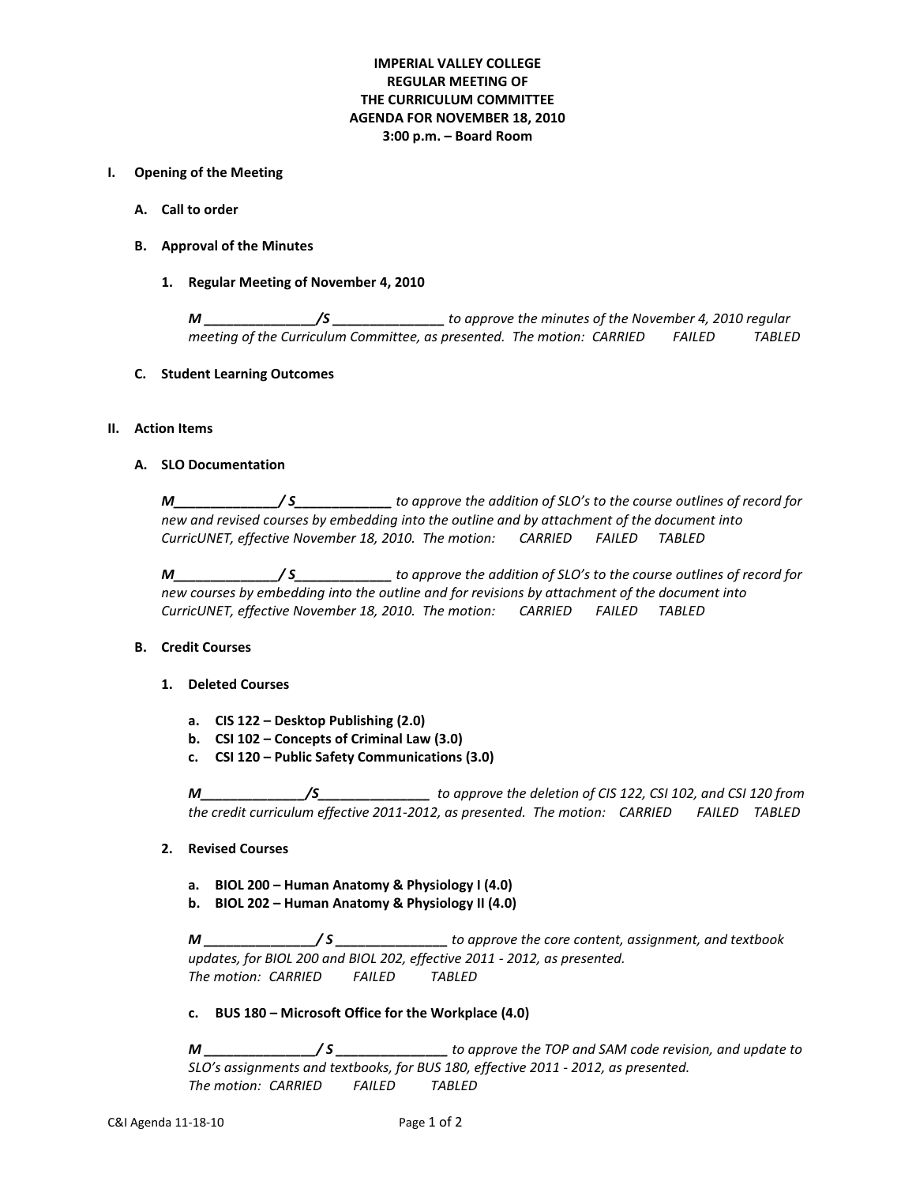**IMPERIAL VALLEY COLLEGE**
**REGULAR MEETING OF**
**THE CURRICULUM COMMITTEE**
**AGENDA FOR NOVEMBER 18, 2010**
**3:00 p.m. – Board Room**

## I. Opening of the Meeting

### A. Call to order

### B. Approval of the Minutes

#### 1. Regular Meeting of November 4, 2010

*M ______________/S ______________ to approve the minutes of the November 4, 2010 regular meeting of the Curriculum Committee, as presented. The motion: CARRIED FAILED TABLED*

### C. Student Learning Outcomes

## II. Action Items

### A. SLO Documentation

*M_____________/ S____________ to approve the addition of SLO's to the course outlines of record for new and revised courses by embedding into the outline and by attachment of the document into CurricUNET, effective November 18, 2010. The motion: CARRIED FAILED TABLED*

*M_____________/ S____________ to approve the addition of SLO's to the course outlines of record for new courses by embedding into the outline and for revisions by attachment of the document into CurricUNET, effective November 18, 2010. The motion: CARRIED FAILED TABLED*

### B. Credit Courses

#### 1. Deleted Courses

a. **CIS 122 – Desktop Publishing (2.0)**
b. **CSI 102 – Concepts of Criminal Law (3.0)**
c. **CSI 120 – Public Safety Communications (3.0)**

*M_____________/S______________ to approve the deletion of CIS 122, CSI 102, and CSI 120 from the credit curriculum effective 2011-2012, as presented. The motion: CARRIED FAILED TABLED*

#### 2. Revised Courses

a. **BIOL 200 – Human Anatomy & Physiology I (4.0)**
b. **BIOL 202 – Human Anatomy & Physiology II (4.0)**

*M ______________/ S ______________ to approve the core content, assignment, and textbook updates, for BIOL 200 and BIOL 202, effective 2011 - 2012, as presented.*
*The motion: CARRIED FAILED TABLED*

c. **BUS 180 – Microsoft Office for the Workplace (4.0)**

*M ______________/ S ______________ to approve the TOP and SAM code revision, and update to SLO's assignments and textbooks, for BUS 180, effective 2011 - 2012, as presented.*
*The motion: CARRIED FAILED TABLED*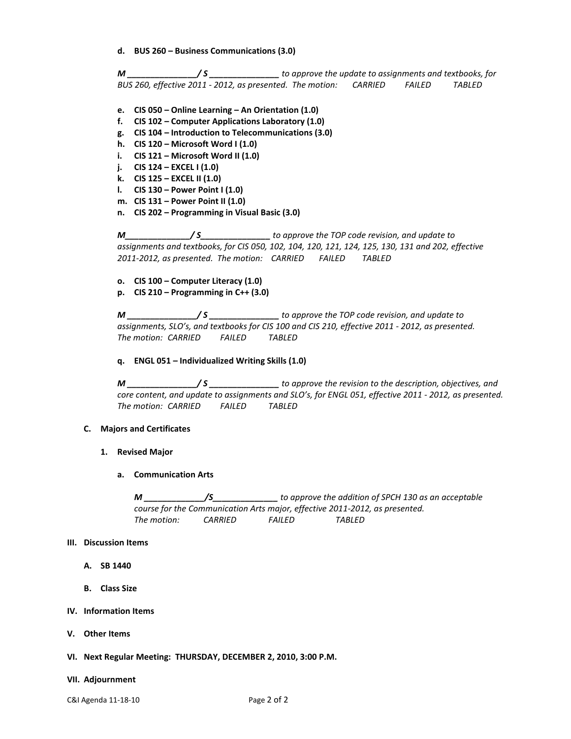d. **BUS 260 – Business Communications (3.0)**

***M _______________/ S _______________*** *to approve the update to assignments and textbooks, for BUS 260, effective 2011 - 2012, as presented. The motion: CARRIED FAILED TABLED*

e. **CIS 050 – Online Learning – An Orientation (1.0)**
f. **CIS 102 – Computer Applications Laboratory (1.0)**
g. **CIS 104 – Introduction to Telecommunications (3.0)**
h. **CIS 120 – Microsoft Word I (1.0)**
i. **CIS 121 – Microsoft Word II (1.0)**
j. **CIS 124 – EXCEL I (1.0)**
k. **CIS 125 – EXCEL II (1.0)**
l. **CIS 130 – Power Point I (1.0)**
m. **CIS 131 – Power Point II (1.0)**
n. **CIS 202 – Programming in Visual Basic (3.0)**

***M______________/ S_______________*** *to approve the TOP code revision, and update to assignments and textbooks, for CIS 050, 102, 104, 120, 121, 124, 125, 130, 131 and 202, effective 2011-2012, as presented. The motion: CARRIED FAILED TABLED*

o. **CIS 100 – Computer Literacy (1.0)**
p. **CIS 210 – Programming in C++ (3.0)**

***M _______________/ S _______________*** *to approve the TOP code revision, and update to assignments, SLO's, and textbooks for CIS 100 and CIS 210, effective 2011 - 2012, as presented. The motion: CARRIED FAILED TABLED*

q. **ENGL 051 – Individualized Writing Skills (1.0)**

***M _______________/ S _______________*** *to approve the revision to the description, objectives, and core content, and update to assignments and SLO's, for ENGL 051, effective 2011 - 2012, as presented. The motion: CARRIED FAILED TABLED*

C. **Majors and Certificates**

1. **Revised Major**

a. **Communication Arts**

***M _____________/S______________*** *to approve the addition of SPCH 130 as an acceptable course for the Communication Arts major, effective 2011-2012, as presented. The motion: CARRIED FAILED TABLED*

III. **Discussion Items**

A. **SB 1440**

B. **Class Size**

IV. **Information Items**

V. **Other Items**

VI. **Next Regular Meeting: THURSDAY, DECEMBER 2, 2010, 3:00 P.M.**

VII. **Adjournment**

C&I Agenda 11-18-10